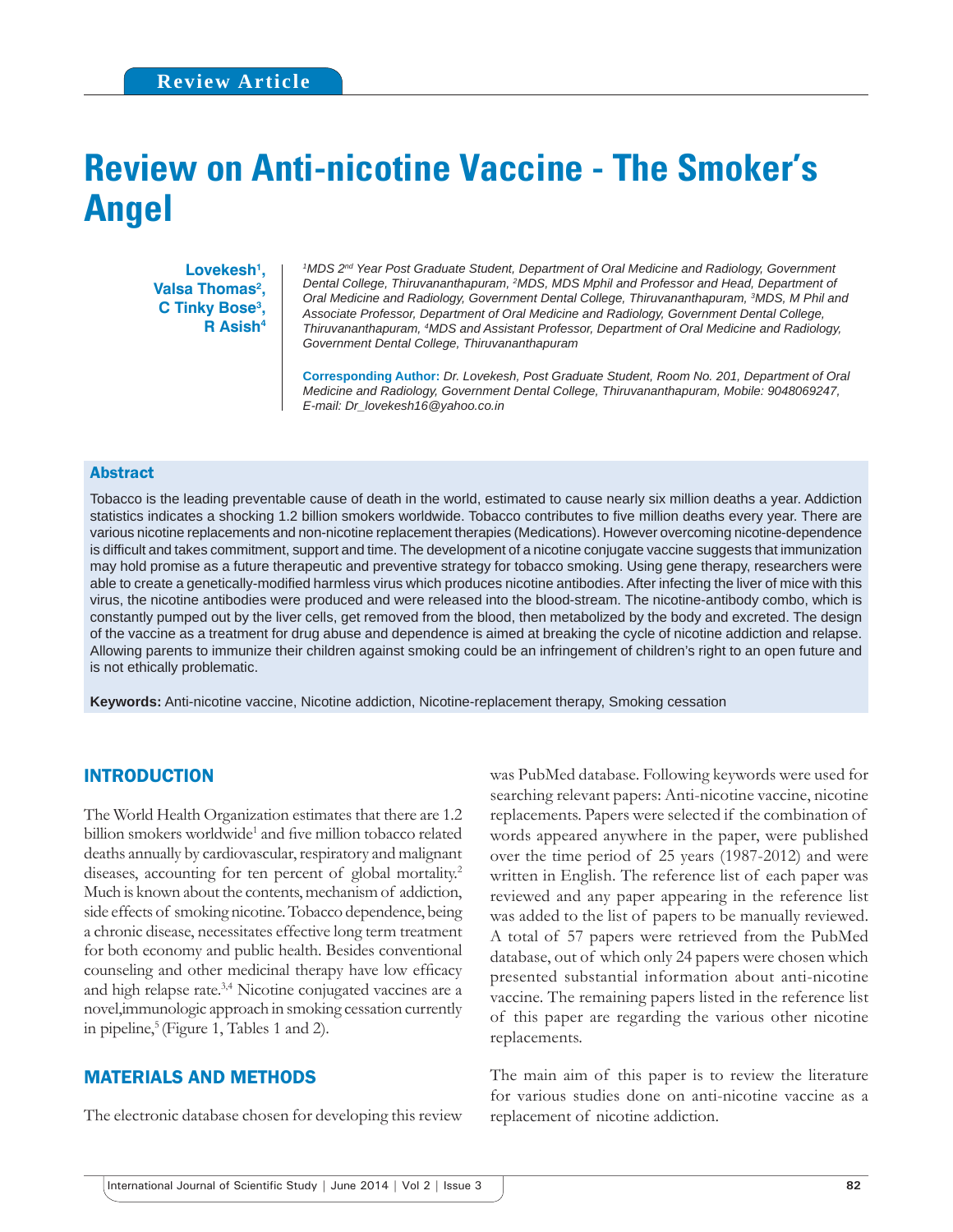Review Article

# Review on Anti-nicotine Vaccine - The Smoker's Angel

**Lovekesh[1], Valsa Thomas[2], C Tinky Bose[3], R Asish[4]**

*[1]MDS 2nd Year Post Graduate Student, Department of Oral Medicine and Radiology, Government Dental College, Thiruvananthapuram, [2]MDS, MDS Mphil and Professor and Head, Department of Oral Medicine and Radiology, Government Dental College, Thiruvananthapuram, [3]MDS, M Phil and Associate Professor, Department of Oral Medicine and Radiology, Government Dental College, Thiruvananthapuram, [4]MDS and Assistant Professor, Department of Oral Medicine and Radiology, Government Dental College, Thiruvananthapuram*

**Corresponding Author:** *Dr. Lovekesh, Post Graduate Student, Room No. 201, Department of Oral Medicine and Radiology, Government Dental College, Thiruvananthapuram, Mobile: 9048069247, E-mail: Dr_lovekesh16@yahoo.co.in*

## Abstract

Tobacco is the leading preventable cause of death in the world, estimated to cause nearly six million deaths a year. Addiction statistics indicates a shocking 1.2 billion smokers worldwide. Tobacco contributes to five million deaths every year. There are various nicotine replacements and non-nicotine replacement therapies (Medications). However overcoming nicotine-dependence is difficult and takes commitment, support and time. The development of a nicotine conjugate vaccine suggests that immunization may hold promise as a future therapeutic and preventive strategy for tobacco smoking. Using gene therapy, researchers were able to create a genetically-modified harmless virus which produces nicotine antibodies. After infecting the liver of mice with this virus, the nicotine antibodies were produced and were released into the blood-stream. The nicotine-antibody combo, which is constantly pumped out by the liver cells, get removed from the blood, then metabolized by the body and excreted. The design of the vaccine as a treatment for drug abuse and dependence is aimed at breaking the cycle of nicotine addiction and relapse. Allowing parents to immunize their children against smoking could be an infringement of children's right to an open future and is not ethically problematic.

**Keywords:** Anti-nicotine vaccine, Nicotine addiction, Nicotine-replacement therapy, Smoking cessation

## INTRODUCTION

The World Health Organization estimates that there are 1.2 billion smokers worldwide[1] and five million tobacco related deaths annually by cardiovascular, respiratory and malignant diseases, accounting for ten percent of global mortality.[2] Much is known about the contents, mechanism of addiction, side effects of smoking nicotine. Tobacco dependence, being a chronic disease, necessitates effective long term treatment for both economy and public health. Besides conventional counseling and other medicinal therapy have low efficacy and high relapse rate.[3,4] Nicotine conjugated vaccines are a novel,immunologic approach in smoking cessation currently in pipeline,[5] (Figure 1, Tables 1 and 2).

## MATERIALS AND METHODS

The electronic database chosen for developing this review was PubMed database. Following keywords were used for searching relevant papers: Anti-nicotine vaccine, nicotine replacements. Papers were selected if the combination of words appeared anywhere in the paper, were published over the time period of 25 years (1987-2012) and were written in English. The reference list of each paper was reviewed and any paper appearing in the reference list was added to the list of papers to be manually reviewed. A total of 57 papers were retrieved from the PubMed database, out of which only 24 papers were chosen which presented substantial information about anti-nicotine vaccine. The remaining papers listed in the reference list of this paper are regarding the various other nicotine replacements.

The main aim of this paper is to review the literature for various studies done on anti-nicotine vaccine as a replacement of nicotine addiction.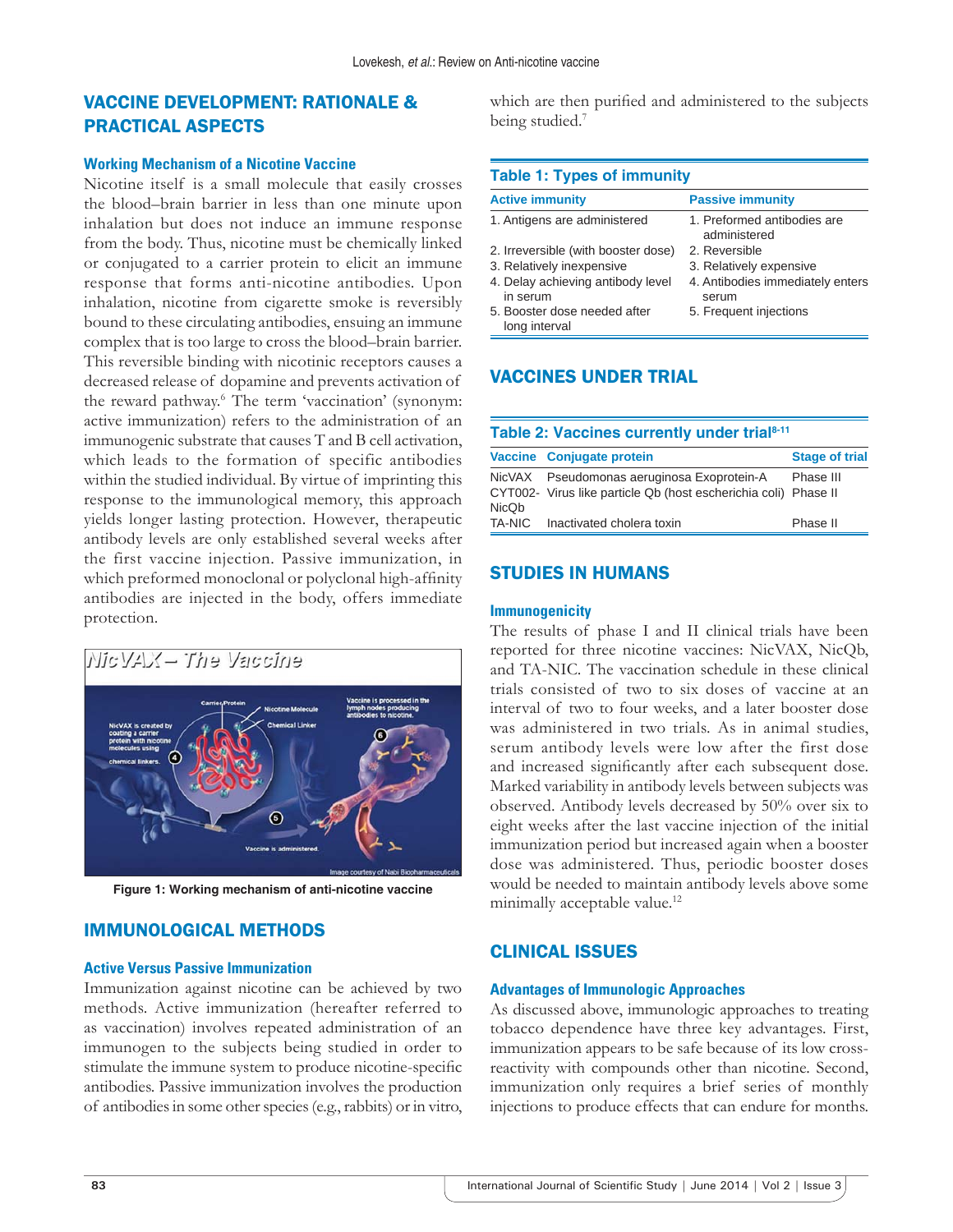## VACCINE DEVELOPMENT: RATIONALE & PRACTICAL ASPECTS

### Working Mechanism of a Nicotine Vaccine

Nicotine itself is a small molecule that easily crosses the blood–brain barrier in less than one minute upon inhalation but does not induce an immune response from the body. Thus, nicotine must be chemically linked or conjugated to a carrier protein to elicit an immune response that forms anti-nicotine antibodies. Upon inhalation, nicotine from cigarette smoke is reversibly bound to these circulating antibodies, ensuing an immune complex that is too large to cross the blood–brain barrier. This reversible binding with nicotinic receptors causes a decreased release of dopamine and prevents activation of the reward pathway.[6] The term 'vaccination' (synonym: active immunization) refers to the administration of an immunogenic substrate that causes T and B cell activation, which leads to the formation of specific antibodies within the studied individual. By virtue of imprinting this response to the immunological memory, this approach yields longer lasting protection. However, therapeutic antibody levels are only established several weeks after the first vaccine injection. Passive immunization, in which preformed monoclonal or polyclonal high-affinity antibodies are injected in the body, offers immediate protection.

Figure 1: Working mechanism of anti-nicotine vaccine

## IMMUNOLOGICAL METHODS

### Active Versus Passive Immunization

Immunization against nicotine can be achieved by two methods. Active immunization (hereafter referred to as vaccination) involves repeated administration of an immunogen to the subjects being studied in order to stimulate the immune system to produce nicotine-specific antibodies. Passive immunization involves the production of antibodies in some other species (e.g., rabbits) or in vitro, which are then purified and administered to the subjects being studied.[7]

**Table 1: Types of immunity**

| Active immunity | Passive immunity |
|---|---|
| 1. Antigens are administered | 1. Preformed antibodies are administered |
| 2. Irreversible (with booster dose) | 2. Reversible |
| 3. Relatively inexpensive | 3. Relatively expensive |
| 4. Delay achieving antibody level in serum | 4. Antibodies immediately enters serum |
| 5. Booster dose needed after long interval | 5. Frequent injections |

## VACCINES UNDER TRIAL

**Table 2: Vaccines currently under trial[8-11]**

| Vaccine | Conjugate protein | Stage of trial |
|---|---|---|
| NicVAX | Pseudomonas aeruginosa Exoprotein-A | Phase III |
| CYT002-NicQb | Virus like particle Qb (host escherichia coli) | Phase II |
| TA-NIC | Inactivated cholera toxin | Phase II |

## STUDIES IN HUMANS

### Immunogenicity

The results of phase I and II clinical trials have been reported for three nicotine vaccines: NicVAX, NicQb, and TA-NIC. The vaccination schedule in these clinical trials consisted of two to six doses of vaccine at an interval of two to four weeks, and a later booster dose was administered in two trials. As in animal studies, serum antibody levels were low after the first dose and increased significantly after each subsequent dose. Marked variability in antibody levels between subjects was observed. Antibody levels decreased by 50% over six to eight weeks after the last vaccine injection of the initial immunization period but increased again when a booster dose was administered. Thus, periodic booster doses would be needed to maintain antibody levels above some minimally acceptable value.[12]

## CLINICAL ISSUES

### Advantages of Immunologic Approaches

As discussed above, immunologic approaches to treating tobacco dependence have three key advantages. First, immunization appears to be safe because of its low cross-reactivity with compounds other than nicotine. Second, immunization only requires a brief series of monthly injections to produce effects that can endure for months.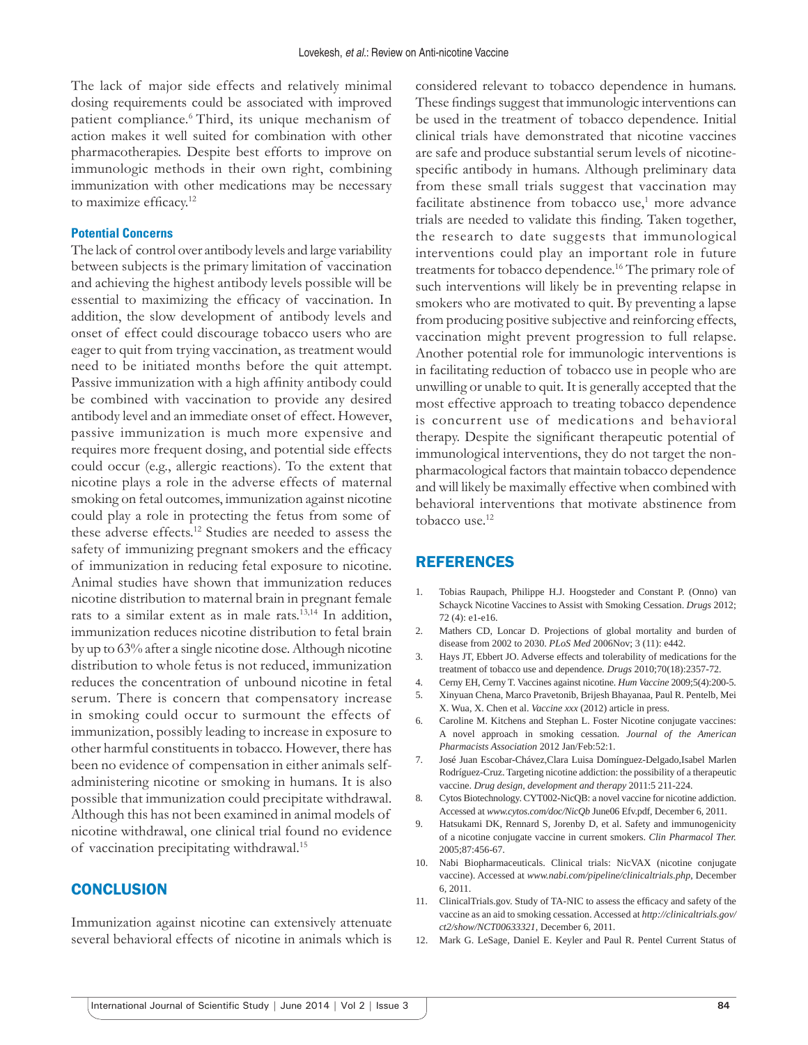The lack of major side effects and relatively minimal dosing requirements could be associated with improved patient compliance.[6] Third, its unique mechanism of action makes it well suited for combination with other pharmacotherapies. Despite best efforts to improve on immunologic methods in their own right, combining immunization with other medications may be necessary to maximize efficacy.[12]

### Potential Concerns

The lack of control over antibody levels and large variability between subjects is the primary limitation of vaccination and achieving the highest antibody levels possible will be essential to maximizing the efficacy of vaccination. In addition, the slow development of antibody levels and onset of effect could discourage tobacco users who are eager to quit from trying vaccination, as treatment would need to be initiated months before the quit attempt. Passive immunization with a high affinity antibody could be combined with vaccination to provide any desired antibody level and an immediate onset of effect. However, passive immunization is much more expensive and requires more frequent dosing, and potential side effects could occur (e.g., allergic reactions). To the extent that nicotine plays a role in the adverse effects of maternal smoking on fetal outcomes, immunization against nicotine could play a role in protecting the fetus from some of these adverse effects.[12] Studies are needed to assess the safety of immunizing pregnant smokers and the efficacy of immunization in reducing fetal exposure to nicotine. Animal studies have shown that immunization reduces nicotine distribution to maternal brain in pregnant female rats to a similar extent as in male rats.[13,14] In addition, immunization reduces nicotine distribution to fetal brain by up to 63% after a single nicotine dose. Although nicotine distribution to whole fetus is not reduced, immunization reduces the concentration of unbound nicotine in fetal serum. There is concern that compensatory increase in smoking could occur to surmount the effects of immunization, possibly leading to increase in exposure to other harmful constituents in tobacco. However, there has been no evidence of compensation in either animals self-administering nicotine or smoking in humans. It is also possible that immunization could precipitate withdrawal. Although this has not been examined in animal models of nicotine withdrawal, one clinical trial found no evidence of vaccination precipitating withdrawal.[15]

## CONCLUSION

Immunization against nicotine can extensively attenuate several behavioral effects of nicotine in animals which is considered relevant to tobacco dependence in humans. These findings suggest that immunologic interventions can be used in the treatment of tobacco dependence. Initial clinical trials have demonstrated that nicotine vaccines are safe and produce substantial serum levels of nicotine-specific antibody in humans. Although preliminary data from these small trials suggest that vaccination may facilitate abstinence from tobacco use,[1] more advance trials are needed to validate this finding. Taken together, the research to date suggests that immunological interventions could play an important role in future treatments for tobacco dependence.[16] The primary role of such interventions will likely be in preventing relapse in smokers who are motivated to quit. By preventing a lapse from producing positive subjective and reinforcing effects, vaccination might prevent progression to full relapse. Another potential role for immunologic interventions is in facilitating reduction of tobacco use in people who are unwilling or unable to quit. It is generally accepted that the most effective approach to treating tobacco dependence is concurrent use of medications and behavioral therapy. Despite the significant therapeutic potential of immunological interventions, they do not target the non-pharmacological factors that maintain tobacco dependence and will likely be maximally effective when combined with behavioral interventions that motivate abstinence from tobacco use.[12]

## REFERENCES

1. Tobias Raupach, Philippe H.J. Hoogsteder and Constant P. (Onno) van Schayck Nicotine Vaccines to Assist with Smoking Cessation. *Drugs* 2012; 72 (4): e1-e16.
2. Mathers CD, Loncar D. Projections of global mortality and burden of disease from 2002 to 2030. *PLoS Med* 2006Nov; 3 (11): e442.
3. Hays JT, Ebbert JO. Adverse effects and tolerability of medications for the treatment of tobacco use and dependence. *Drugs* 2010;70(18):2357-72.
4. Cerny EH, Cerny T. Vaccines against nicotine. *Hum Vaccine* 2009;5(4):200-5.
5. Xinyuan Chena, Marco Pravetonib, Brijesh Bhayanaa, Paul R. Pentelb, Mei X. Wua, X. Chen et al. *Vaccine xxx* (2012) article in press.
6. Caroline M. Kitchens and Stephan L. Foster Nicotine conjugate vaccines: A novel approach in smoking cessation. *Journal of the American Pharmacists Association* 2012 Jan/Feb:52:1.
7. José Juan Escobar-Chávez,Clara Luisa Domínguez-Delgado,Isabel Marlen Rodríguez-Cruz. Targeting nicotine addiction: the possibility of a therapeutic vaccine. *Drug design, development and therapy* 2011:5 211-224.
8. Cytos Biotechnology. CYT002-NicQB: a novel vaccine for nicotine addiction. Accessed at *www.cytos.com/doc/NicQb* June06 Efv.pdf, December 6, 2011.
9. Hatsukami DK, Rennard S, Jorenby D, et al. Safety and immunogenicity of a nicotine conjugate vaccine in current smokers. *Clin Pharmacol Ther.* 2005;87:456-67.
10. Nabi Biopharmaceuticals. Clinical trials: NicVAX (nicotine conjugate vaccine). Accessed at *www.nabi.com/pipeline/clinicaltrials.php*, December 6, 2011.
11. ClinicalTrials.gov. Study of TA-NIC to assess the efficacy and safety of the vaccine as an aid to smoking cessation. Accessed at *http://clinicaltrials.gov/ct2/show/NCT00633321,* December 6, 2011.
12. Mark G. LeSage, Daniel E. Keyler and Paul R. Pentel Current Status of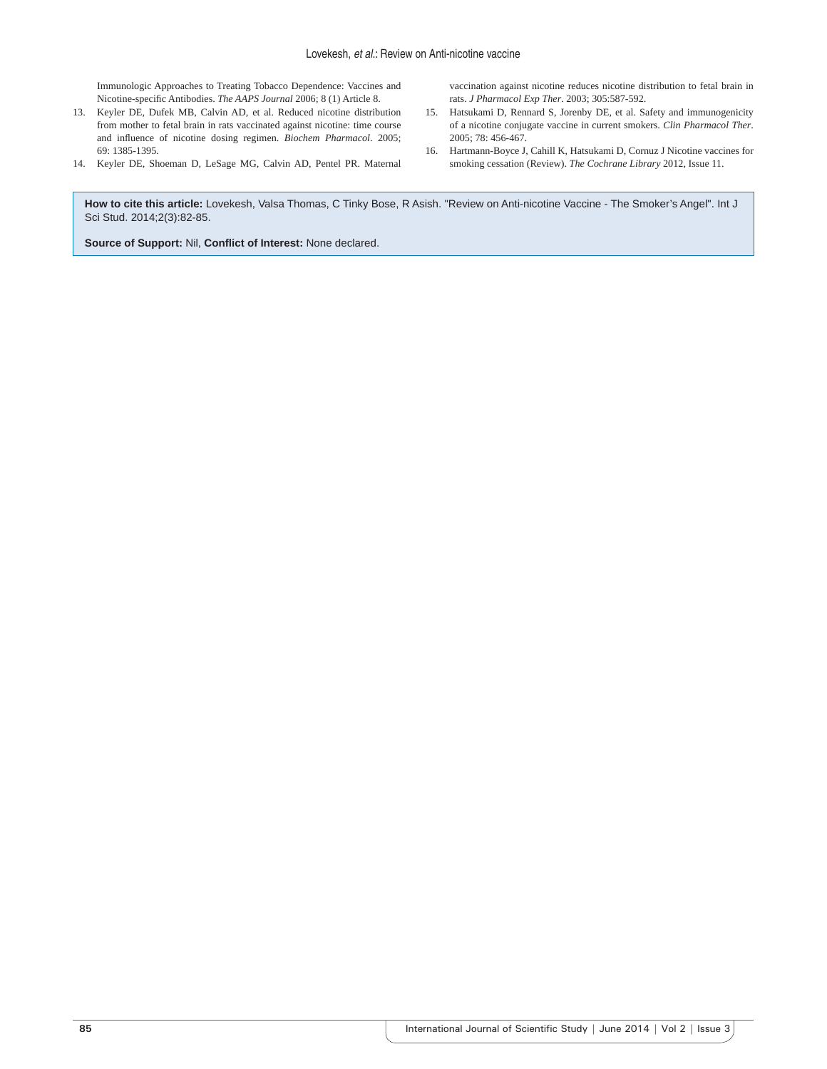Immunologic Approaches to Treating Tobacco Dependence: Vaccines and Nicotine-specific Antibodies. *The AAPS Journal* 2006; 8 (1) Article 8.

13. Keyler DE, Dufek MB, Calvin AD, et al. Reduced nicotine distribution from mother to fetal brain in rats vaccinated against nicotine: time course and influence of nicotine dosing regimen. *Biochem Pharmacol*. 2005; 69: 1385-1395.
14. Keyler DE, Shoeman D, LeSage MG, Calvin AD, Pentel PR. Maternal vaccination against nicotine reduces nicotine distribution to fetal brain in rats. *J Pharmacol Exp Ther*. 2003; 305:587-592.
15. Hatsukami D, Rennard S, Jorenby DE, et al. Safety and immunogenicity of a nicotine conjugate vaccine in current smokers. *Clin Pharmacol Ther*. 2005; 78: 456-467.
16. Hartmann-Boyce J, Cahill K, Hatsukami D, Cornuz J Nicotine vaccines for smoking cessation (Review). *The Cochrane Library* 2012, Issue 11.

**How to cite this article:** Lovekesh, Valsa Thomas, C Tinky Bose, R Asish. "Review on Anti-nicotine Vaccine - The Smoker's Angel". Int J Sci Stud. 2014;2(3):82-85.

**Source of Support:** Nil, **Conflict of Interest:** None declared.